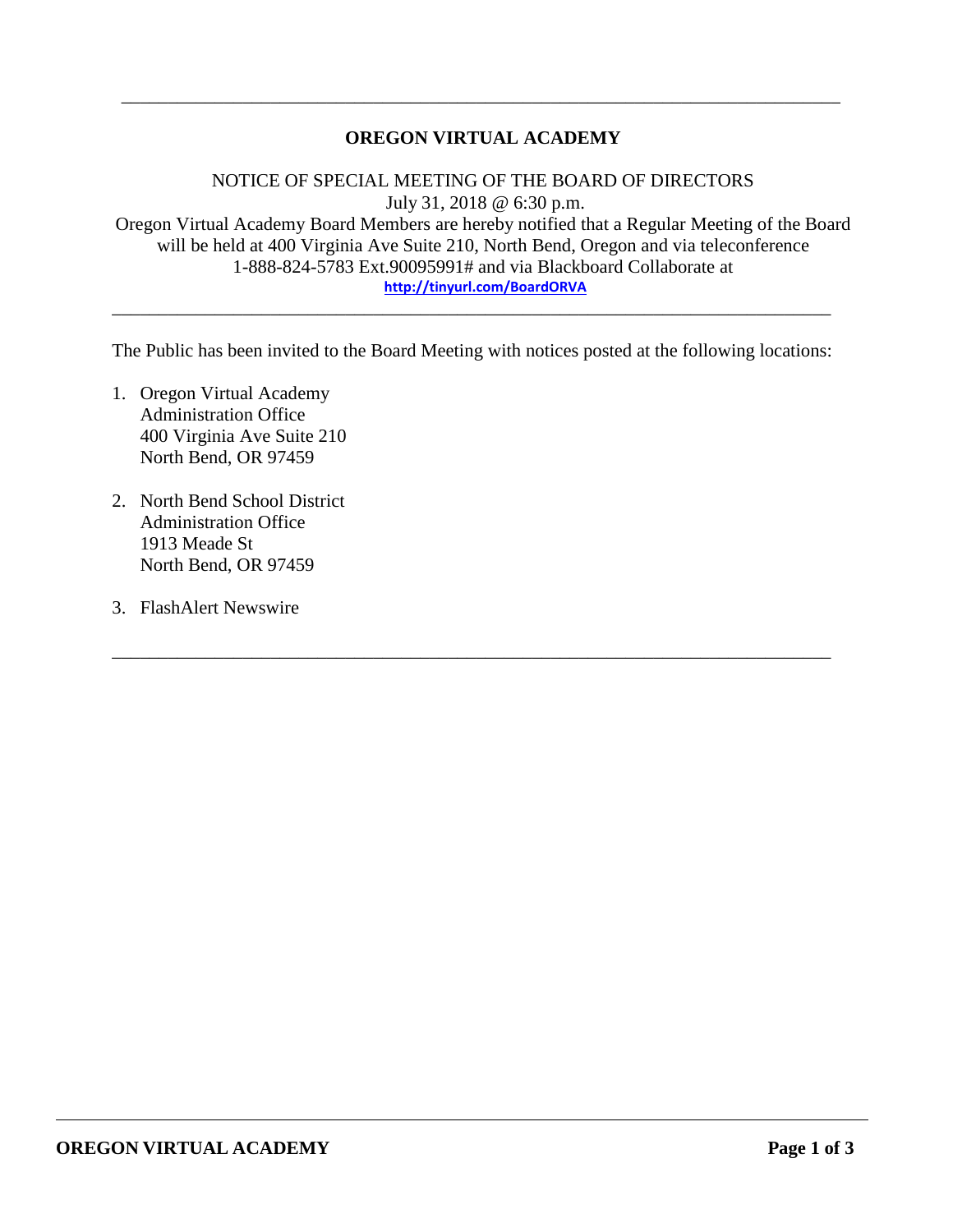---

# OREGON VIRTUAL ACADEMY

NOTICE OF SPECIAL MEETING OF THE BOARD OF DIRECTORS
July 31, 2018 @ 6:30 p.m.
Oregon Virtual Academy Board Members are hereby notified that a Regular Meeting of the Board will be held at 400 Virginia Ave Suite 210, North Bend, Oregon and via teleconference 1-888-824-5783 Ext.90095991# and via Blackboard Collaborate at
http://tinyurl.com/BoardORVA

---

The Public has been invited to the Board Meeting with notices posted at the following locations:

1. Oregon Virtual Academy
   Administration Office
   400 Virginia Ave Suite 210
   North Bend, OR 97459

2. North Bend School District
   Administration Office
   1913 Meade St
   North Bend, OR 97459

3. FlashAlert Newswire

---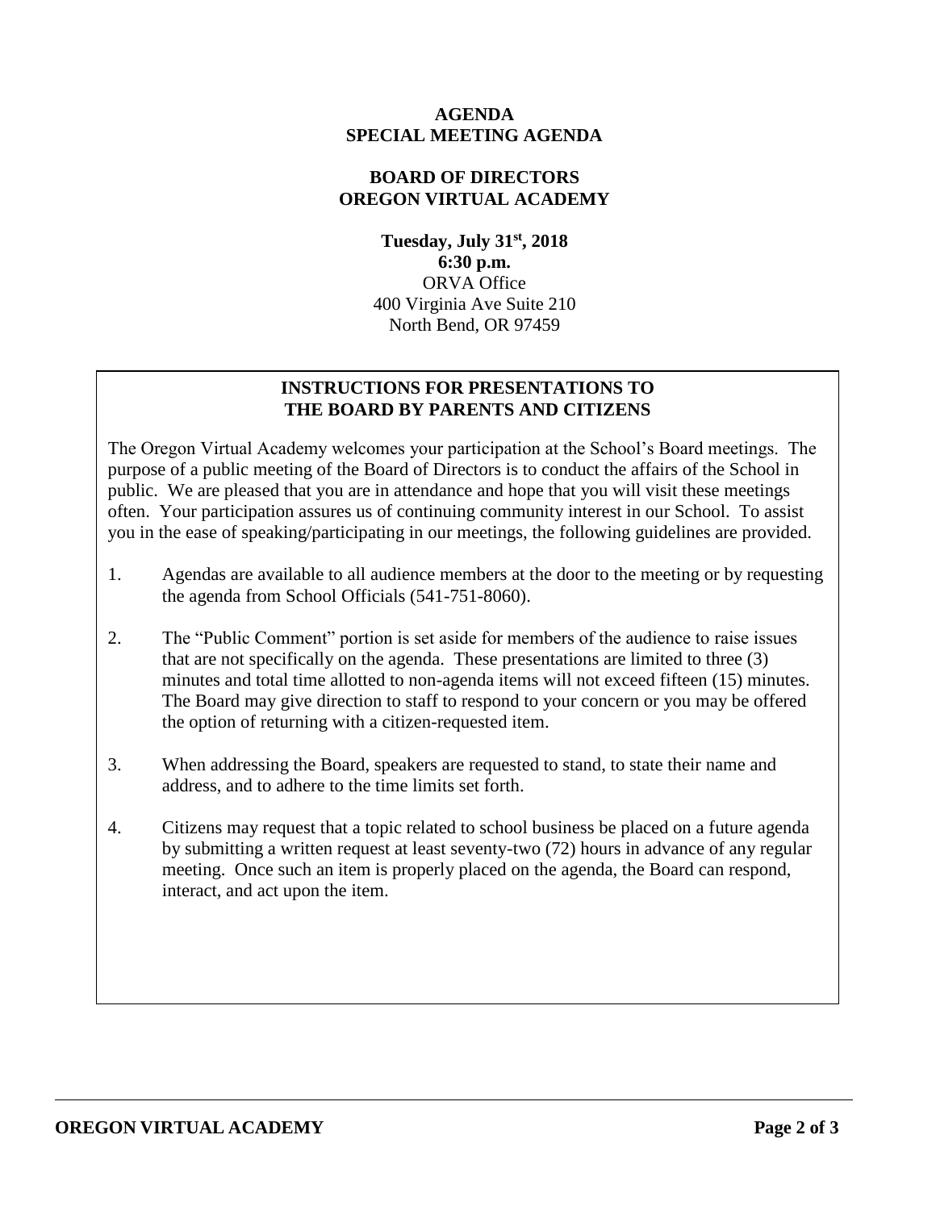**AGENDA**
**SPECIAL MEETING AGENDA**

**BOARD OF DIRECTORS**
**OREGON VIRTUAL ACADEMY**

**Tuesday, July 31st, 2018**
**6:30 p.m.**
ORVA Office
400 Virginia Ave Suite 210
North Bend, OR 97459

## INSTRUCTIONS FOR PRESENTATIONS TO THE BOARD BY PARENTS AND CITIZENS

The Oregon Virtual Academy welcomes your participation at the School's Board meetings. The purpose of a public meeting of the Board of Directors is to conduct the affairs of the School in public. We are pleased that you are in attendance and hope that you will visit these meetings often. Your participation assures us of continuing community interest in our School. To assist you in the ease of speaking/participating in our meetings, the following guidelines are provided.

1. Agendas are available to all audience members at the door to the meeting or by requesting the agenda from School Officials (541-751-8060).

2. The "Public Comment" portion is set aside for members of the audience to raise issues that are not specifically on the agenda. These presentations are limited to three (3) minutes and total time allotted to non-agenda items will not exceed fifteen (15) minutes. The Board may give direction to staff to respond to your concern or you may be offered the option of returning with a citizen-requested item.

3. When addressing the Board, speakers are requested to stand, to state their name and address, and to adhere to the time limits set forth.

4. Citizens may request that a topic related to school business be placed on a future agenda by submitting a written request at least seventy-two (72) hours in advance of any regular meeting. Once such an item is properly placed on the agenda, the Board can respond, interact, and act upon the item.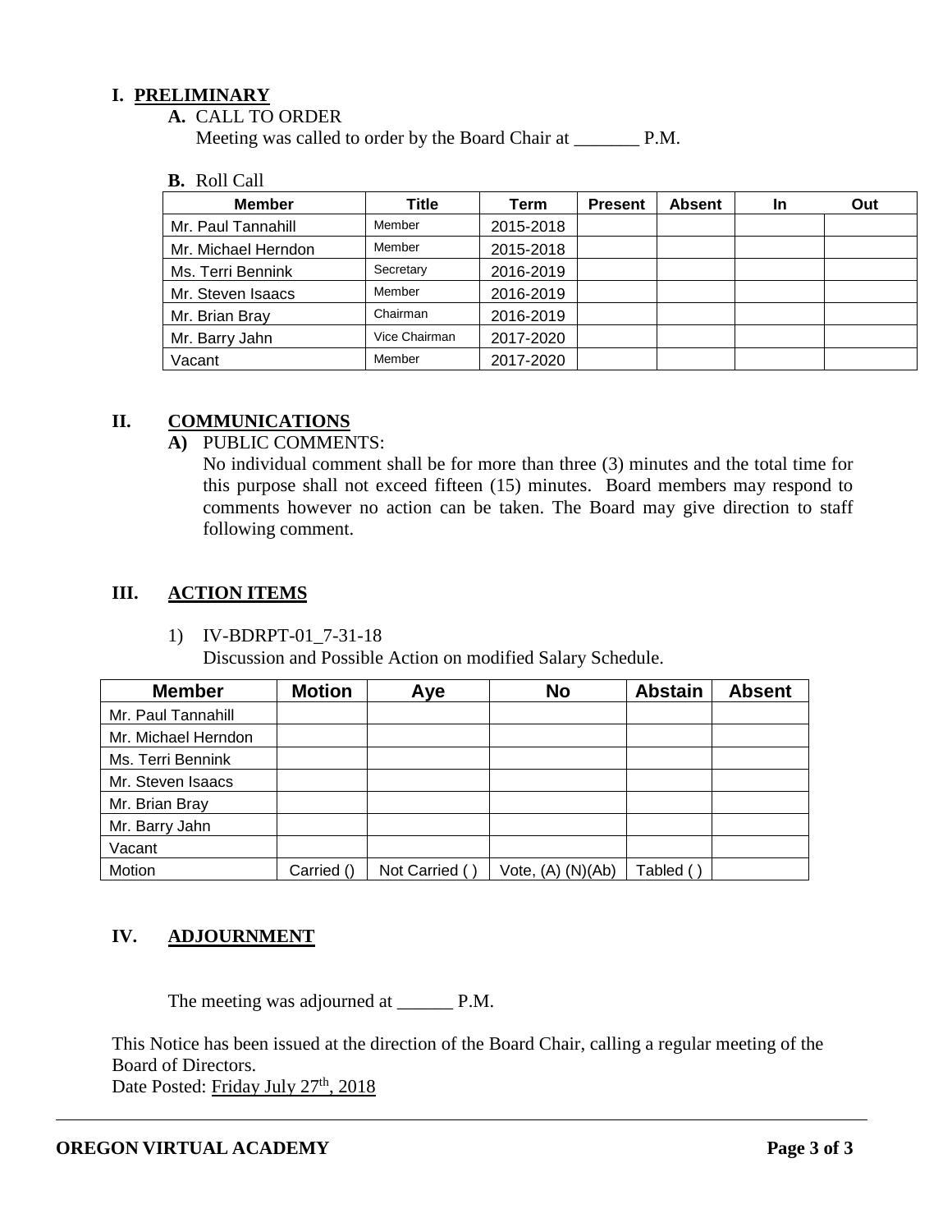## I. PRELIMINARY

**A.** CALL TO ORDER

Meeting was called to order by the Board Chair at _______ P.M.

**B.** Roll Call

| Member | Title | Term | Present | Absent | In | Out |
|---|---|---|---|---|---|---|
| Mr. Paul Tannahill | Member | 2015-2018 | | | | |
| Mr. Michael Herndon | Member | 2015-2018 | | | | |
| Ms. Terri Bennink | Secretary | 2016-2019 | | | | |
| Mr. Steven Isaacs | Member | 2016-2019 | | | | |
| Mr. Brian Bray | Chairman | 2016-2019 | | | | |
| Mr. Barry Jahn | Vice Chairman | 2017-2020 | | | | |
| Vacant | Member | 2017-2020 | | | | |

## II. COMMUNICATIONS

**A)** PUBLIC COMMENTS:

No individual comment shall be for more than three (3) minutes and the total time for this purpose shall not exceed fifteen (15) minutes. Board members may respond to comments however no action can be taken. The Board may give direction to staff following comment.

## III. ACTION ITEMS

1) IV-BDRPT-01_7-31-18

Discussion and Possible Action on modified Salary Schedule.

| Member | Motion | Aye | No | Abstain | Absent |
|---|---|---|---|---|---|
| Mr. Paul Tannahill | | | | | |
| Mr. Michael Herndon | | | | | |
| Ms. Terri Bennink | | | | | |
| Mr. Steven Isaacs | | | | | |
| Mr. Brian Bray | | | | | |
| Mr. Barry Jahn | | | | | |
| Vacant | | | | | |
| Motion | Carried () | Not Carried ( ) | Vote, (A) (N)(Ab) | Tabled ( ) | |

## IV. ADJOURNMENT

The meeting was adjourned at ______ P.M.

This Notice has been issued at the direction of the Board Chair, calling a regular meeting of the Board of Directors.

Date Posted: Friday July 27th, 2018